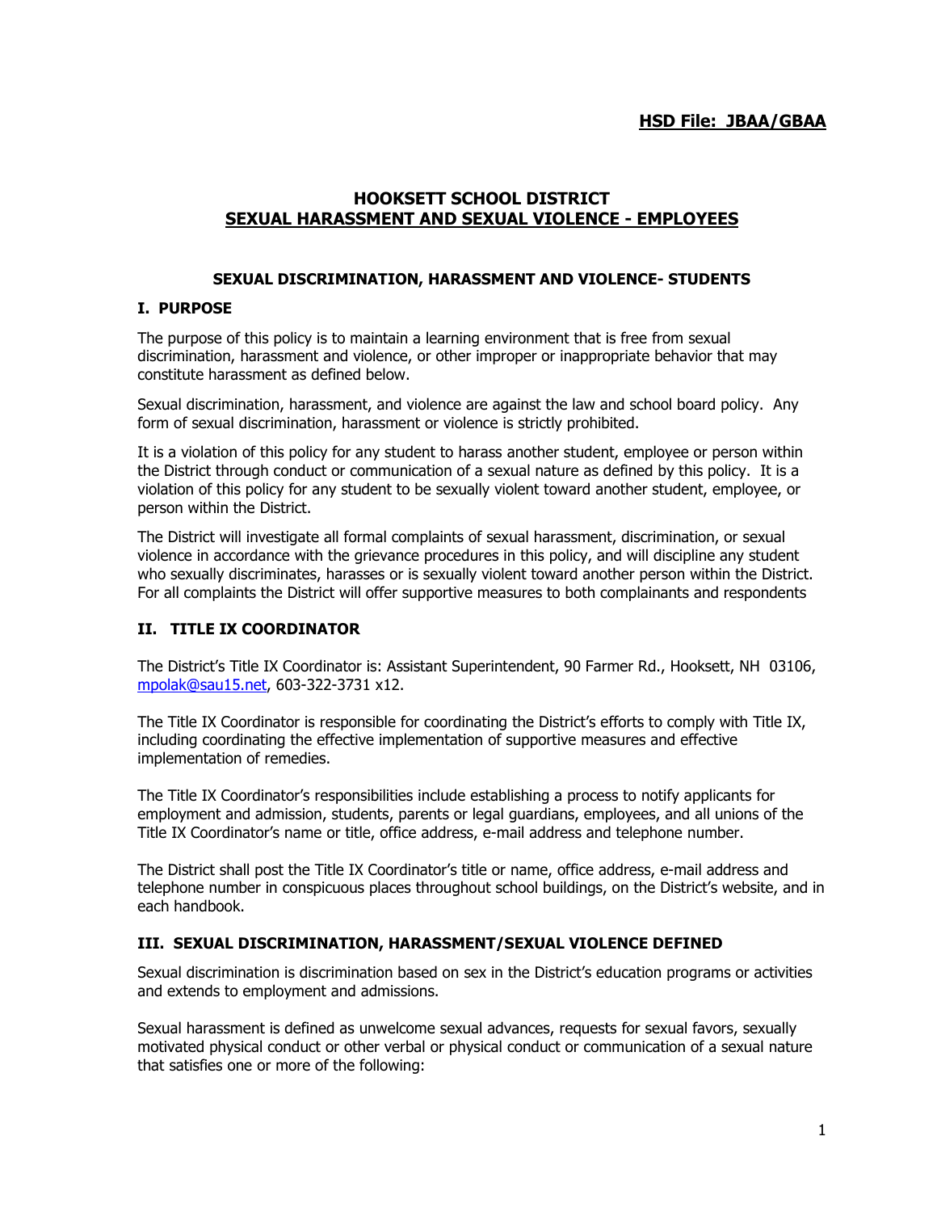**HSD File: JBAA/GBAA**

# HOOKSETT SCHOOL DISTRICT
# SEXUAL HARASSMENT AND SEXUAL VIOLENCE - EMPLOYEES

## SEXUAL DISCRIMINATION, HARASSMENT AND VIOLENCE- STUDENTS

### I. PURPOSE

The purpose of this policy is to maintain a learning environment that is free from sexual discrimination, harassment and violence, or other improper or inappropriate behavior that may constitute harassment as defined below.

Sexual discrimination, harassment, and violence are against the law and school board policy. Any form of sexual discrimination, harassment or violence is strictly prohibited.

It is a violation of this policy for any student to harass another student, employee or person within the District through conduct or communication of a sexual nature as defined by this policy. It is a violation of this policy for any student to be sexually violent toward another student, employee, or person within the District.

The District will investigate all formal complaints of sexual harassment, discrimination, or sexual violence in accordance with the grievance procedures in this policy, and will discipline any student who sexually discriminates, harasses or is sexually violent toward another person within the District. For all complaints the District will offer supportive measures to both complainants and respondents

### II. TITLE IX COORDINATOR

The District's Title IX Coordinator is: Assistant Superintendent, 90 Farmer Rd., Hooksett, NH 03106, mpolak@sau15.net, 603-322-3731 x12.

The Title IX Coordinator is responsible for coordinating the District's efforts to comply with Title IX, including coordinating the effective implementation of supportive measures and effective implementation of remedies.

The Title IX Coordinator's responsibilities include establishing a process to notify applicants for employment and admission, students, parents or legal guardians, employees, and all unions of the Title IX Coordinator's name or title, office address, e-mail address and telephone number.

The District shall post the Title IX Coordinator's title or name, office address, e-mail address and telephone number in conspicuous places throughout school buildings, on the District's website, and in each handbook.

### III. SEXUAL DISCRIMINATION, HARASSMENT/SEXUAL VIOLENCE DEFINED

Sexual discrimination is discrimination based on sex in the District's education programs or activities and extends to employment and admissions.

Sexual harassment is defined as unwelcome sexual advances, requests for sexual favors, sexually motivated physical conduct or other verbal or physical conduct or communication of a sexual nature that satisfies one or more of the following: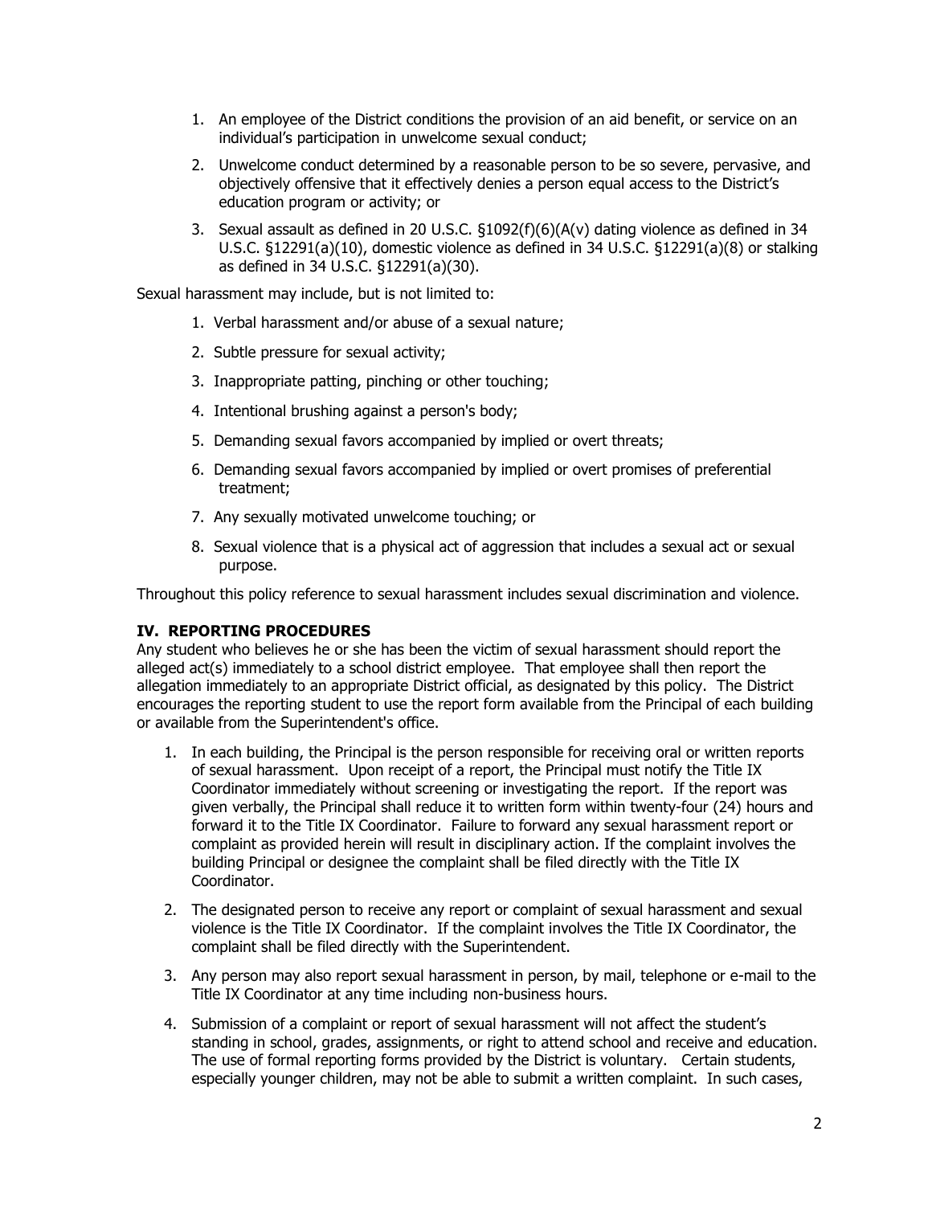1. An employee of the District conditions the provision of an aid benefit, or service on an individual's participation in unwelcome sexual conduct;
2. Unwelcome conduct determined by a reasonable person to be so severe, pervasive, and objectively offensive that it effectively denies a person equal access to the District's education program or activity; or
3. Sexual assault as defined in 20 U.S.C. §1092(f)(6)(A(v) dating violence as defined in 34 U.S.C. §12291(a)(10), domestic violence as defined in 34 U.S.C. §12291(a)(8) or stalking as defined in 34 U.S.C. §12291(a)(30).

Sexual harassment may include, but is not limited to:

1. Verbal harassment and/or abuse of a sexual nature;
2. Subtle pressure for sexual activity;
3. Inappropriate patting, pinching or other touching;
4. Intentional brushing against a person's body;
5. Demanding sexual favors accompanied by implied or overt threats;
6. Demanding sexual favors accompanied by implied or overt promises of preferential treatment;
7. Any sexually motivated unwelcome touching; or
8. Sexual violence that is a physical act of aggression that includes a sexual act or sexual purpose.

Throughout this policy reference to sexual harassment includes sexual discrimination and violence.

## IV. REPORTING PROCEDURES

Any student who believes he or she has been the victim of sexual harassment should report the alleged act(s) immediately to a school district employee. That employee shall then report the allegation immediately to an appropriate District official, as designated by this policy. The District encourages the reporting student to use the report form available from the Principal of each building or available from the Superintendent's office.

1. In each building, the Principal is the person responsible for receiving oral or written reports of sexual harassment. Upon receipt of a report, the Principal must notify the Title IX Coordinator immediately without screening or investigating the report. If the report was given verbally, the Principal shall reduce it to written form within twenty-four (24) hours and forward it to the Title IX Coordinator. Failure to forward any sexual harassment report or complaint as provided herein will result in disciplinary action. If the complaint involves the building Principal or designee the complaint shall be filed directly with the Title IX Coordinator.
2. The designated person to receive any report or complaint of sexual harassment and sexual violence is the Title IX Coordinator. If the complaint involves the Title IX Coordinator, the complaint shall be filed directly with the Superintendent.
3. Any person may also report sexual harassment in person, by mail, telephone or e-mail to the Title IX Coordinator at any time including non-business hours.
4. Submission of a complaint or report of sexual harassment will not affect the student's standing in school, grades, assignments, or right to attend school and receive and education. The use of formal reporting forms provided by the District is voluntary. Certain students, especially younger children, may not be able to submit a written complaint. In such cases,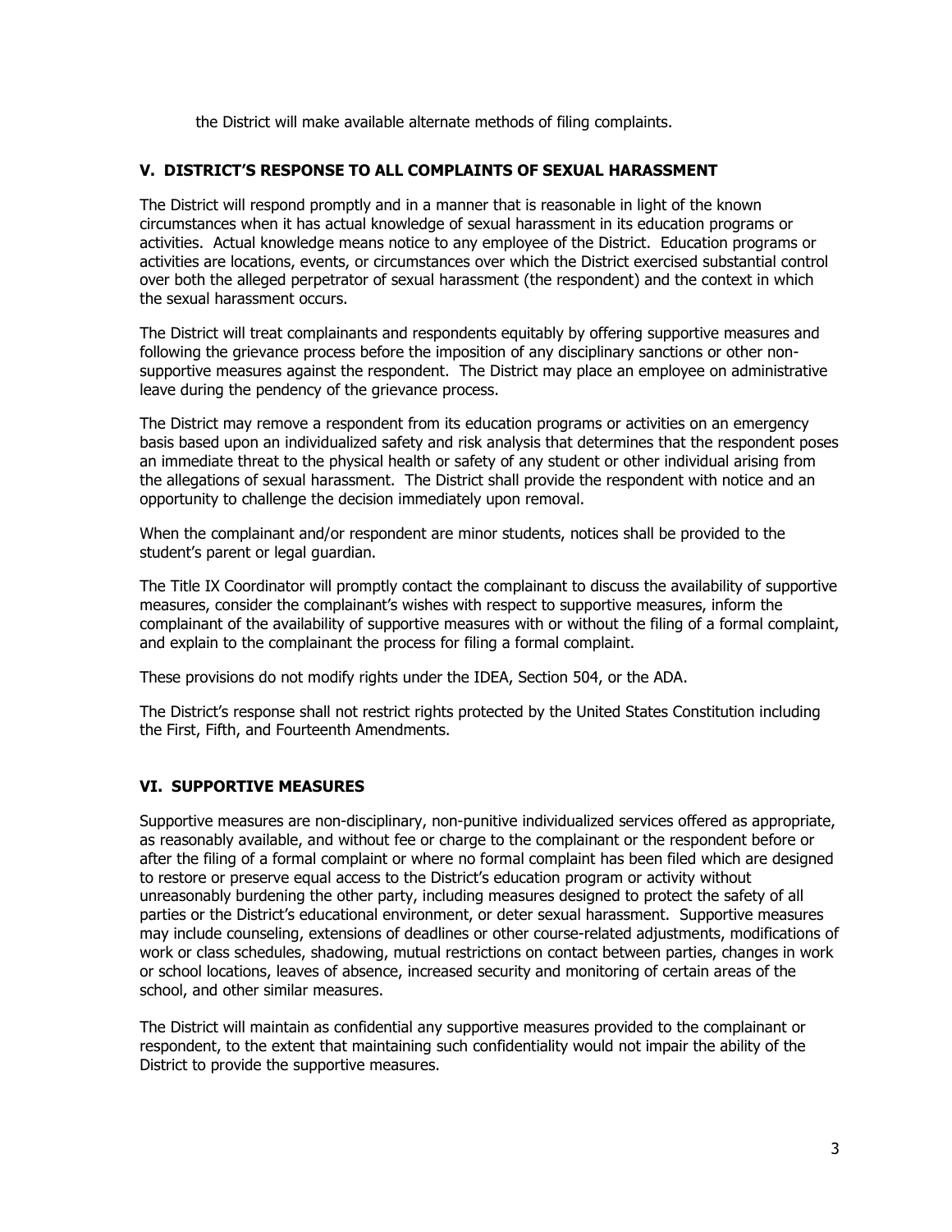the District will make available alternate methods of filing complaints.

## V. DISTRICT'S RESPONSE TO ALL COMPLAINTS OF SEXUAL HARASSMENT

The District will respond promptly and in a manner that is reasonable in light of the known circumstances when it has actual knowledge of sexual harassment in its education programs or activities. Actual knowledge means notice to any employee of the District. Education programs or activities are locations, events, or circumstances over which the District exercised substantial control over both the alleged perpetrator of sexual harassment (the respondent) and the context in which the sexual harassment occurs.

The District will treat complainants and respondents equitably by offering supportive measures and following the grievance process before the imposition of any disciplinary sanctions or other non-supportive measures against the respondent. The District may place an employee on administrative leave during the pendency of the grievance process.

The District may remove a respondent from its education programs or activities on an emergency basis based upon an individualized safety and risk analysis that determines that the respondent poses an immediate threat to the physical health or safety of any student or other individual arising from the allegations of sexual harassment. The District shall provide the respondent with notice and an opportunity to challenge the decision immediately upon removal.

When the complainant and/or respondent are minor students, notices shall be provided to the student's parent or legal guardian.

The Title IX Coordinator will promptly contact the complainant to discuss the availability of supportive measures, consider the complainant's wishes with respect to supportive measures, inform the complainant of the availability of supportive measures with or without the filing of a formal complaint, and explain to the complainant the process for filing a formal complaint.

These provisions do not modify rights under the IDEA, Section 504, or the ADA.

The District's response shall not restrict rights protected by the United States Constitution including the First, Fifth, and Fourteenth Amendments.

## VI. SUPPORTIVE MEASURES

Supportive measures are non-disciplinary, non-punitive individualized services offered as appropriate, as reasonably available, and without fee or charge to the complainant or the respondent before or after the filing of a formal complaint or where no formal complaint has been filed which are designed to restore or preserve equal access to the District's education program or activity without unreasonably burdening the other party, including measures designed to protect the safety of all parties or the District's educational environment, or deter sexual harassment. Supportive measures may include counseling, extensions of deadlines or other course-related adjustments, modifications of work or class schedules, shadowing, mutual restrictions on contact between parties, changes in work or school locations, leaves of absence, increased security and monitoring of certain areas of the school, and other similar measures.

The District will maintain as confidential any supportive measures provided to the complainant or respondent, to the extent that maintaining such confidentiality would not impair the ability of the District to provide the supportive measures.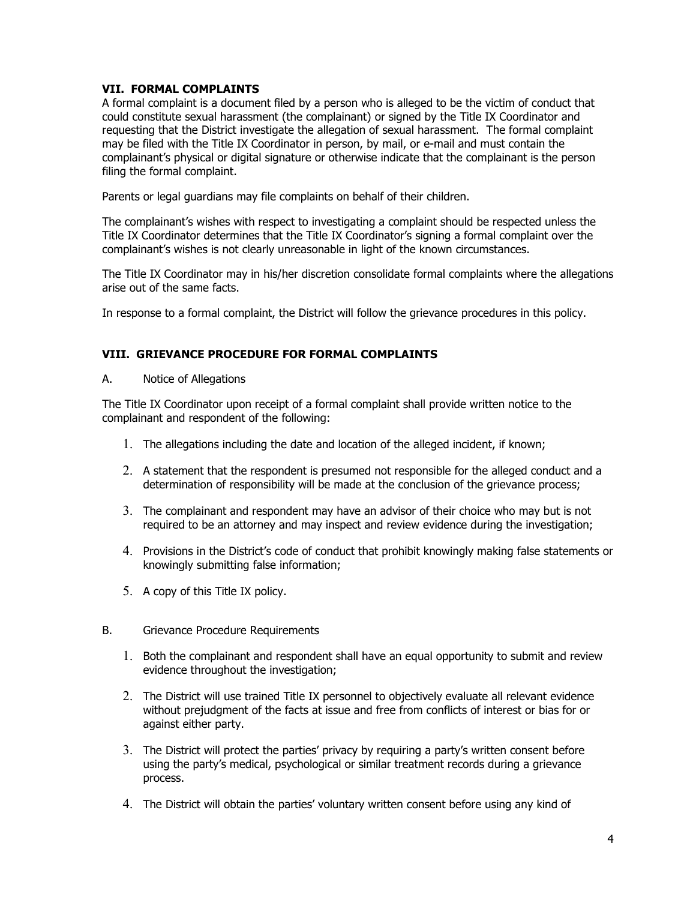## VII. FORMAL COMPLAINTS

A formal complaint is a document filed by a person who is alleged to be the victim of conduct that could constitute sexual harassment (the complainant) or signed by the Title IX Coordinator and requesting that the District investigate the allegation of sexual harassment. The formal complaint may be filed with the Title IX Coordinator in person, by mail, or e-mail and must contain the complainant's physical or digital signature or otherwise indicate that the complainant is the person filing the formal complaint.

Parents or legal guardians may file complaints on behalf of their children.

The complainant's wishes with respect to investigating a complaint should be respected unless the Title IX Coordinator determines that the Title IX Coordinator's signing a formal complaint over the complainant's wishes is not clearly unreasonable in light of the known circumstances.

The Title IX Coordinator may in his/her discretion consolidate formal complaints where the allegations arise out of the same facts.

In response to a formal complaint, the District will follow the grievance procedures in this policy.

## VIII. GRIEVANCE PROCEDURE FOR FORMAL COMPLAINTS

A. Notice of Allegations

The Title IX Coordinator upon receipt of a formal complaint shall provide written notice to the complainant and respondent of the following:

1. The allegations including the date and location of the alleged incident, if known;
2. A statement that the respondent is presumed not responsible for the alleged conduct and a determination of responsibility will be made at the conclusion of the grievance process;
3. The complainant and respondent may have an advisor of their choice who may but is not required to be an attorney and may inspect and review evidence during the investigation;
4. Provisions in the District's code of conduct that prohibit knowingly making false statements or knowingly submitting false information;
5. A copy of this Title IX policy.

B. Grievance Procedure Requirements

1. Both the complainant and respondent shall have an equal opportunity to submit and review evidence throughout the investigation;
2. The District will use trained Title IX personnel to objectively evaluate all relevant evidence without prejudgment of the facts at issue and free from conflicts of interest or bias for or against either party.
3. The District will protect the parties' privacy by requiring a party's written consent before using the party's medical, psychological or similar treatment records during a grievance process.
4. The District will obtain the parties' voluntary written consent before using any kind of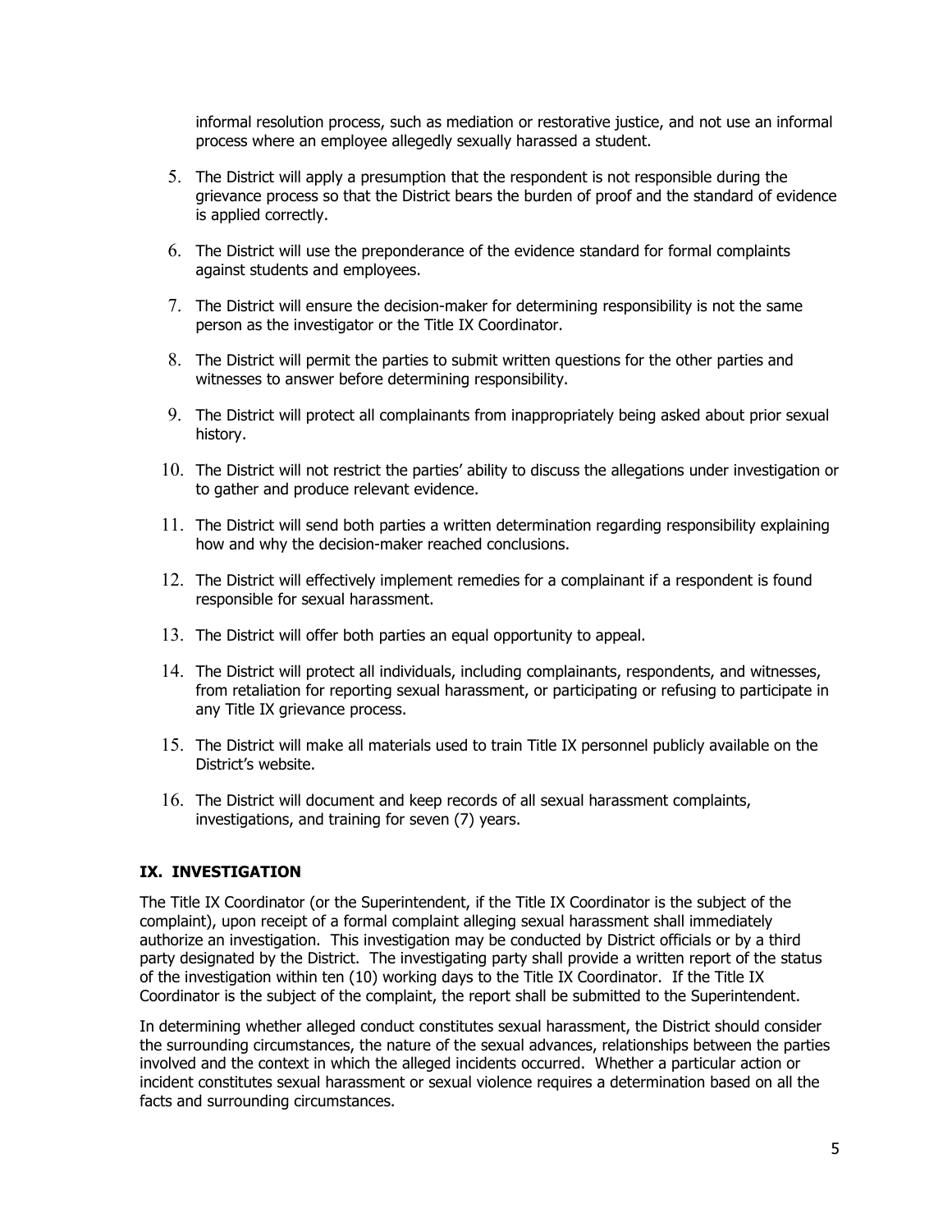informal resolution process, such as mediation or restorative justice, and not use an informal process where an employee allegedly sexually harassed a student.

5. The District will apply a presumption that the respondent is not responsible during the grievance process so that the District bears the burden of proof and the standard of evidence is applied correctly.
6. The District will use the preponderance of the evidence standard for formal complaints against students and employees.
7. The District will ensure the decision-maker for determining responsibility is not the same person as the investigator or the Title IX Coordinator.
8. The District will permit the parties to submit written questions for the other parties and witnesses to answer before determining responsibility.
9. The District will protect all complainants from inappropriately being asked about prior sexual history.
10. The District will not restrict the parties' ability to discuss the allegations under investigation or to gather and produce relevant evidence.
11. The District will send both parties a written determination regarding responsibility explaining how and why the decision-maker reached conclusions.
12. The District will effectively implement remedies for a complainant if a respondent is found responsible for sexual harassment.
13. The District will offer both parties an equal opportunity to appeal.
14. The District will protect all individuals, including complainants, respondents, and witnesses, from retaliation for reporting sexual harassment, or participating or refusing to participate in any Title IX grievance process.
15. The District will make all materials used to train Title IX personnel publicly available on the District's website.
16. The District will document and keep records of all sexual harassment complaints, investigations, and training for seven (7) years.

## IX. INVESTIGATION

The Title IX Coordinator (or the Superintendent, if the Title IX Coordinator is the subject of the complaint), upon receipt of a formal complaint alleging sexual harassment shall immediately authorize an investigation. This investigation may be conducted by District officials or by a third party designated by the District. The investigating party shall provide a written report of the status of the investigation within ten (10) working days to the Title IX Coordinator. If the Title IX Coordinator is the subject of the complaint, the report shall be submitted to the Superintendent.

In determining whether alleged conduct constitutes sexual harassment, the District should consider the surrounding circumstances, the nature of the sexual advances, relationships between the parties involved and the context in which the alleged incidents occurred. Whether a particular action or incident constitutes sexual harassment or sexual violence requires a determination based on all the facts and surrounding circumstances.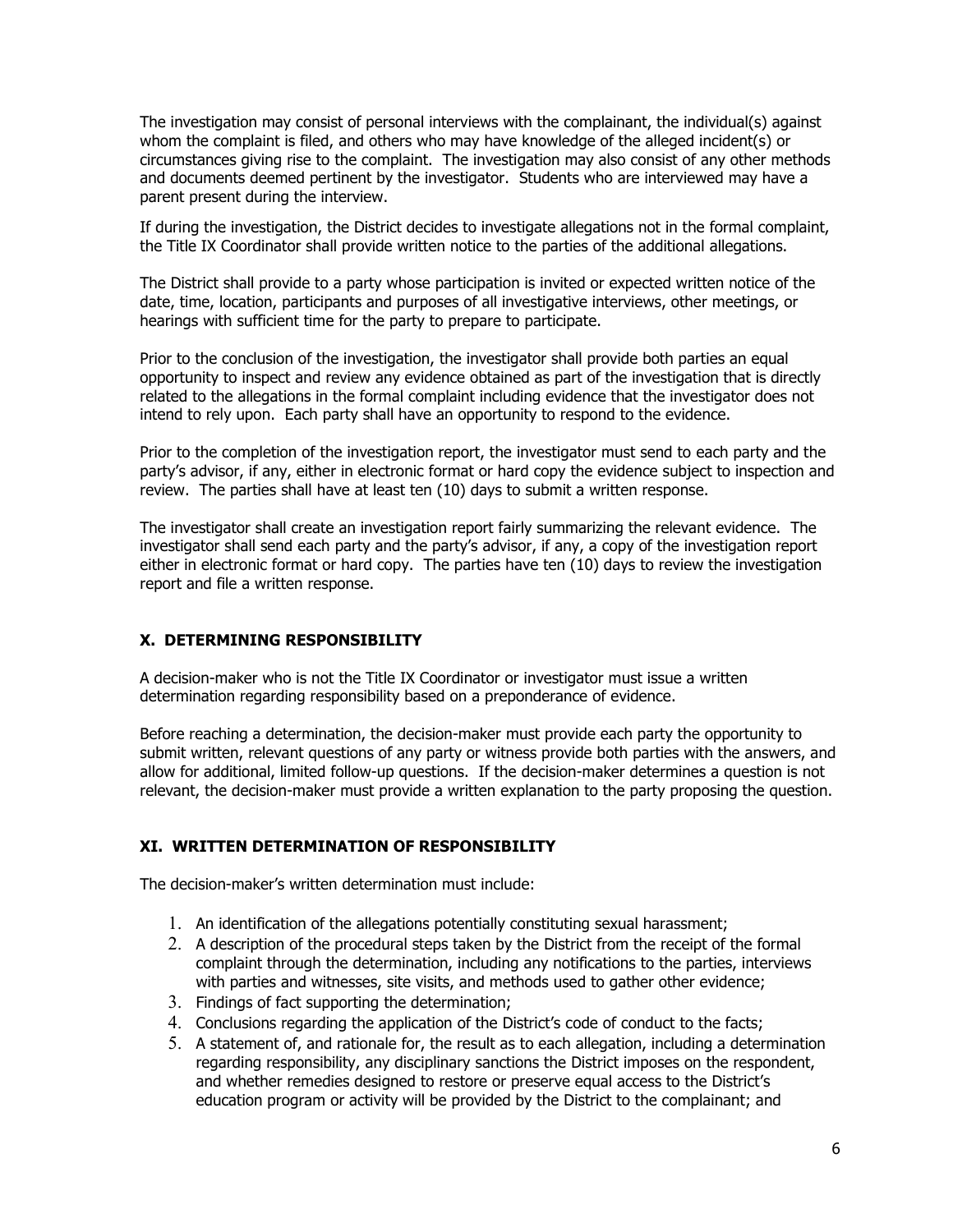The investigation may consist of personal interviews with the complainant, the individual(s) against whom the complaint is filed, and others who may have knowledge of the alleged incident(s) or circumstances giving rise to the complaint. The investigation may also consist of any other methods and documents deemed pertinent by the investigator. Students who are interviewed may have a parent present during the interview.

If during the investigation, the District decides to investigate allegations not in the formal complaint, the Title IX Coordinator shall provide written notice to the parties of the additional allegations.

The District shall provide to a party whose participation is invited or expected written notice of the date, time, location, participants and purposes of all investigative interviews, other meetings, or hearings with sufficient time for the party to prepare to participate.

Prior to the conclusion of the investigation, the investigator shall provide both parties an equal opportunity to inspect and review any evidence obtained as part of the investigation that is directly related to the allegations in the formal complaint including evidence that the investigator does not intend to rely upon. Each party shall have an opportunity to respond to the evidence.

Prior to the completion of the investigation report, the investigator must send to each party and the party's advisor, if any, either in electronic format or hard copy the evidence subject to inspection and review. The parties shall have at least ten (10) days to submit a written response.

The investigator shall create an investigation report fairly summarizing the relevant evidence. The investigator shall send each party and the party's advisor, if any, a copy of the investigation report either in electronic format or hard copy. The parties have ten (10) days to review the investigation report and file a written response.

## X. DETERMINING RESPONSIBILITY

A decision-maker who is not the Title IX Coordinator or investigator must issue a written determination regarding responsibility based on a preponderance of evidence.

Before reaching a determination, the decision-maker must provide each party the opportunity to submit written, relevant questions of any party or witness provide both parties with the answers, and allow for additional, limited follow-up questions. If the decision-maker determines a question is not relevant, the decision-maker must provide a written explanation to the party proposing the question.

## XI. WRITTEN DETERMINATION OF RESPONSIBILITY

The decision-maker's written determination must include:

1. An identification of the allegations potentially constituting sexual harassment;
2. A description of the procedural steps taken by the District from the receipt of the formal complaint through the determination, including any notifications to the parties, interviews with parties and witnesses, site visits, and methods used to gather other evidence;
3. Findings of fact supporting the determination;
4. Conclusions regarding the application of the District's code of conduct to the facts;
5. A statement of, and rationale for, the result as to each allegation, including a determination regarding responsibility, any disciplinary sanctions the District imposes on the respondent, and whether remedies designed to restore or preserve equal access to the District's education program or activity will be provided by the District to the complainant; and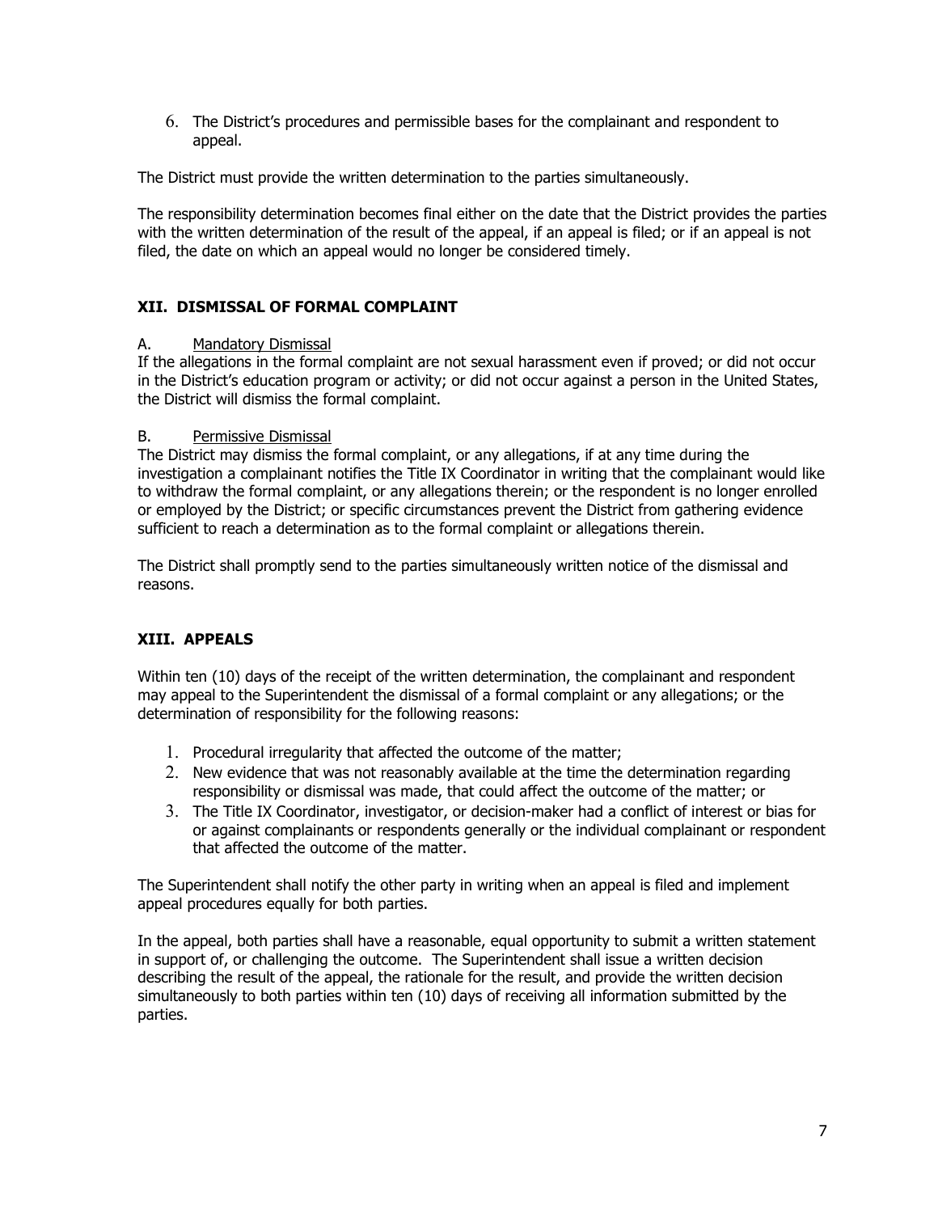6. The District's procedures and permissible bases for the complainant and respondent to appeal.

The District must provide the written determination to the parties simultaneously.

The responsibility determination becomes final either on the date that the District provides the parties with the written determination of the result of the appeal, if an appeal is filed; or if an appeal is not filed, the date on which an appeal would no longer be considered timely.

## XII. DISMISSAL OF FORMAL COMPLAINT

A. Mandatory Dismissal

If the allegations in the formal complaint are not sexual harassment even if proved; or did not occur in the District's education program or activity; or did not occur against a person in the United States, the District will dismiss the formal complaint.

B. Permissive Dismissal

The District may dismiss the formal complaint, or any allegations, if at any time during the investigation a complainant notifies the Title IX Coordinator in writing that the complainant would like to withdraw the formal complaint, or any allegations therein; or the respondent is no longer enrolled or employed by the District; or specific circumstances prevent the District from gathering evidence sufficient to reach a determination as to the formal complaint or allegations therein.

The District shall promptly send to the parties simultaneously written notice of the dismissal and reasons.

## XIII. APPEALS

Within ten (10) days of the receipt of the written determination, the complainant and respondent may appeal to the Superintendent the dismissal of a formal complaint or any allegations; or the determination of responsibility for the following reasons:

1. Procedural irregularity that affected the outcome of the matter;
2. New evidence that was not reasonably available at the time the determination regarding responsibility or dismissal was made, that could affect the outcome of the matter; or
3. The Title IX Coordinator, investigator, or decision-maker had a conflict of interest or bias for or against complainants or respondents generally or the individual complainant or respondent that affected the outcome of the matter.

The Superintendent shall notify the other party in writing when an appeal is filed and implement appeal procedures equally for both parties.

In the appeal, both parties shall have a reasonable, equal opportunity to submit a written statement in support of, or challenging the outcome. The Superintendent shall issue a written decision describing the result of the appeal, the rationale for the result, and provide the written decision simultaneously to both parties within ten (10) days of receiving all information submitted by the parties.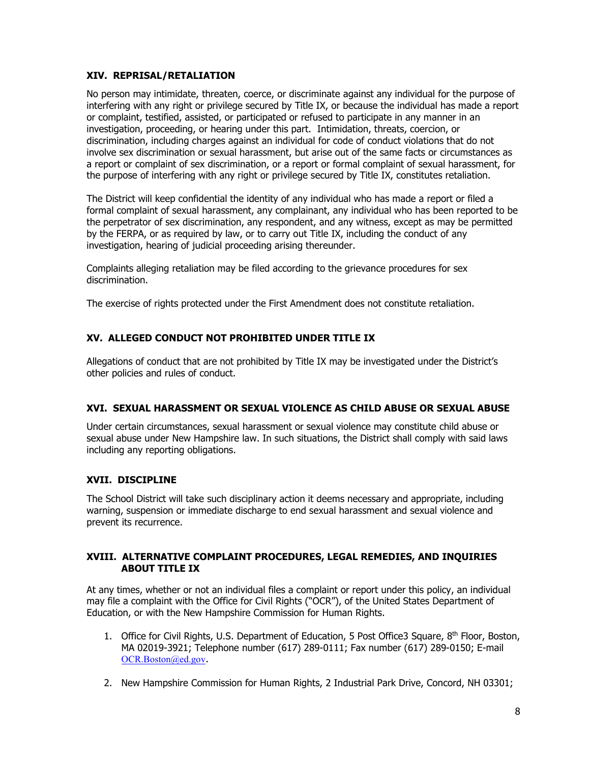## XIV. REPRISAL/RETALIATION

No person may intimidate, threaten, coerce, or discriminate against any individual for the purpose of interfering with any right or privilege secured by Title IX, or because the individual has made a report or complaint, testified, assisted, or participated or refused to participate in any manner in an investigation, proceeding, or hearing under this part. Intimidation, threats, coercion, or discrimination, including charges against an individual for code of conduct violations that do not involve sex discrimination or sexual harassment, but arise out of the same facts or circumstances as a report or complaint of sex discrimination, or a report or formal complaint of sexual harassment, for the purpose of interfering with any right or privilege secured by Title IX, constitutes retaliation.

The District will keep confidential the identity of any individual who has made a report or filed a formal complaint of sexual harassment, any complainant, any individual who has been reported to be the perpetrator of sex discrimination, any respondent, and any witness, except as may be permitted by the FERPA, or as required by law, or to carry out Title IX, including the conduct of any investigation, hearing of judicial proceeding arising thereunder.

Complaints alleging retaliation may be filed according to the grievance procedures for sex discrimination.

The exercise of rights protected under the First Amendment does not constitute retaliation.

## XV. ALLEGED CONDUCT NOT PROHIBITED UNDER TITLE IX

Allegations of conduct that are not prohibited by Title IX may be investigated under the District's other policies and rules of conduct.

## XVI. SEXUAL HARASSMENT OR SEXUAL VIOLENCE AS CHILD ABUSE OR SEXUAL ABUSE

Under certain circumstances, sexual harassment or sexual violence may constitute child abuse or sexual abuse under New Hampshire law. In such situations, the District shall comply with said laws including any reporting obligations.

## XVII. DISCIPLINE

The School District will take such disciplinary action it deems necessary and appropriate, including warning, suspension or immediate discharge to end sexual harassment and sexual violence and prevent its recurrence.

## XVIII. ALTERNATIVE COMPLAINT PROCEDURES, LEGAL REMEDIES, AND INQUIRIES ABOUT TITLE IX

At any times, whether or not an individual files a complaint or report under this policy, an individual may file a complaint with the Office for Civil Rights ("OCR"), of the United States Department of Education, or with the New Hampshire Commission for Human Rights.

1. Office for Civil Rights, U.S. Department of Education, 5 Post Office3 Square, 8th Floor, Boston, MA 02019-3921; Telephone number (617) 289-0111; Fax number (617) 289-0150; E-mail OCR.Boston@ed.gov.

2. New Hampshire Commission for Human Rights, 2 Industrial Park Drive, Concord, NH 03301;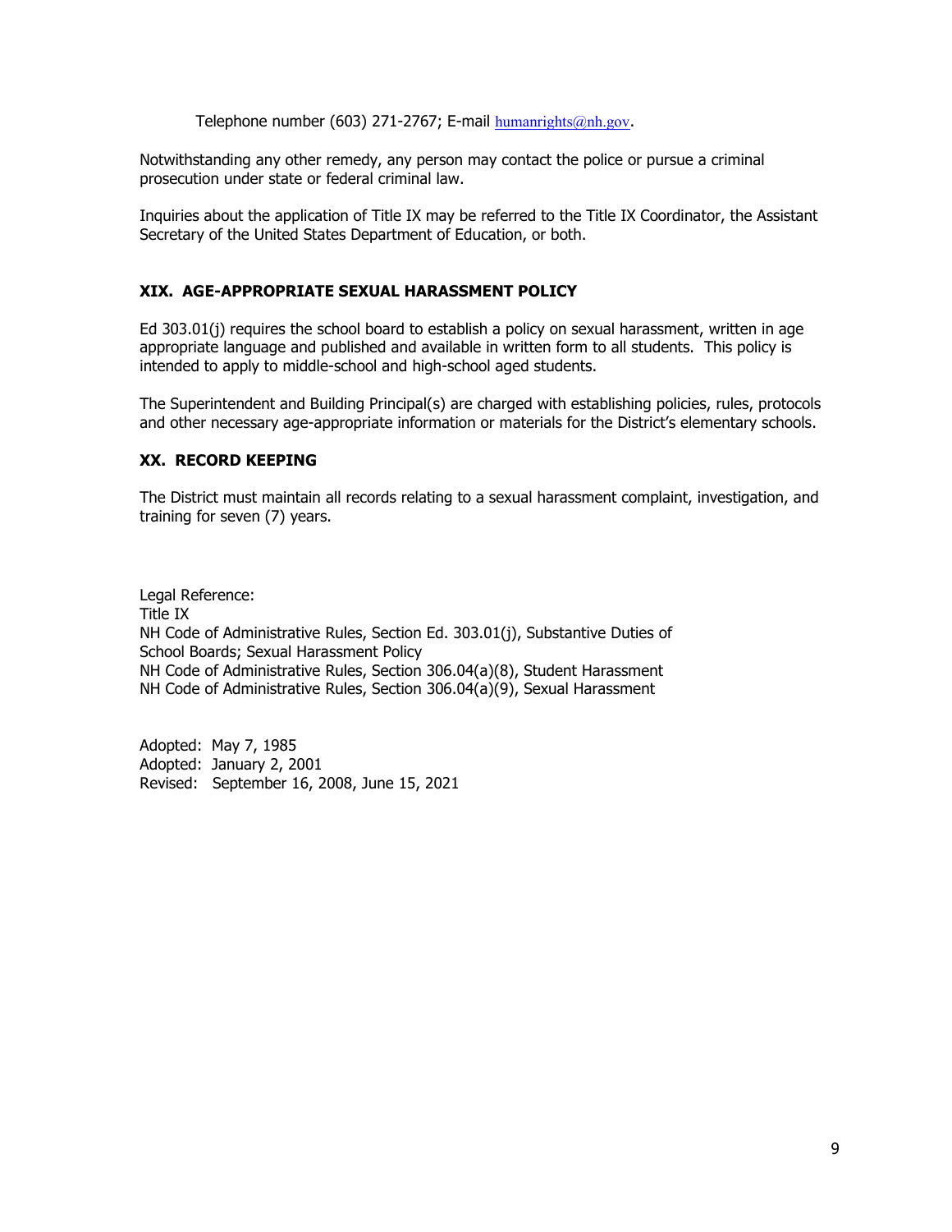Telephone number (603) 271-2767; E-mail humanrights@nh.gov.

Notwithstanding any other remedy, any person may contact the police or pursue a criminal prosecution under state or federal criminal law.

Inquiries about the application of Title IX may be referred to the Title IX Coordinator, the Assistant Secretary of the United States Department of Education, or both.

### XIX. AGE-APPROPRIATE SEXUAL HARASSMENT POLICY

Ed 303.01(j) requires the school board to establish a policy on sexual harassment, written in age appropriate language and published and available in written form to all students. This policy is intended to apply to middle-school and high-school aged students.

The Superintendent and Building Principal(s) are charged with establishing policies, rules, protocols and other necessary age-appropriate information or materials for the District's elementary schools.

### XX. RECORD KEEPING

The District must maintain all records relating to a sexual harassment complaint, investigation, and training for seven (7) years.

Legal Reference:
Title IX
NH Code of Administrative Rules, Section Ed. 303.01(j), Substantive Duties of School Boards; Sexual Harassment Policy
NH Code of Administrative Rules, Section 306.04(a)(8), Student Harassment
NH Code of Administrative Rules, Section 306.04(a)(9), Sexual Harassment

Adopted: May 7, 1985
Adopted: January 2, 2001
Revised: September 16, 2008, June 15, 2021